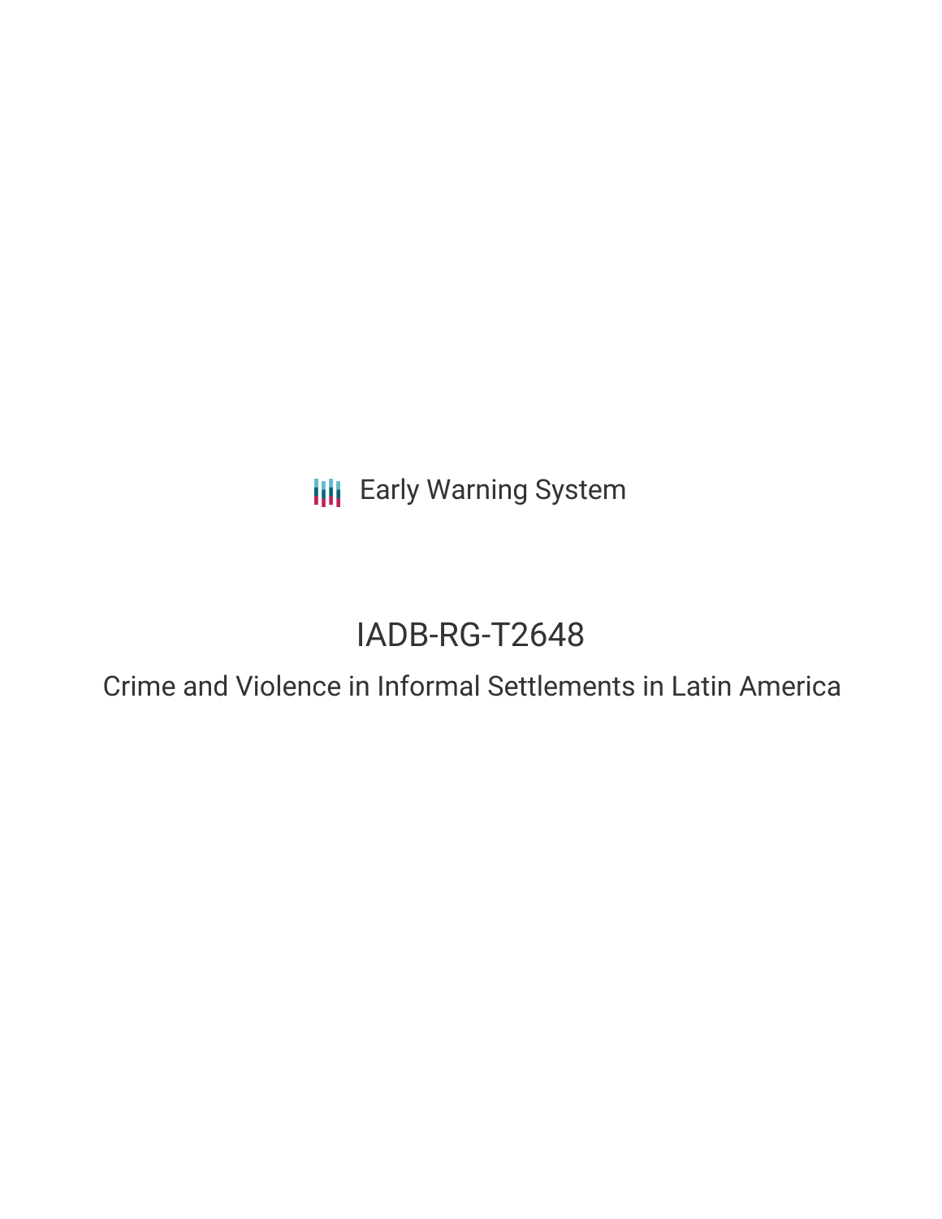Early Warning System

# IADB-RG-T2648

## Crime and Violence in Informal Settlements in Latin America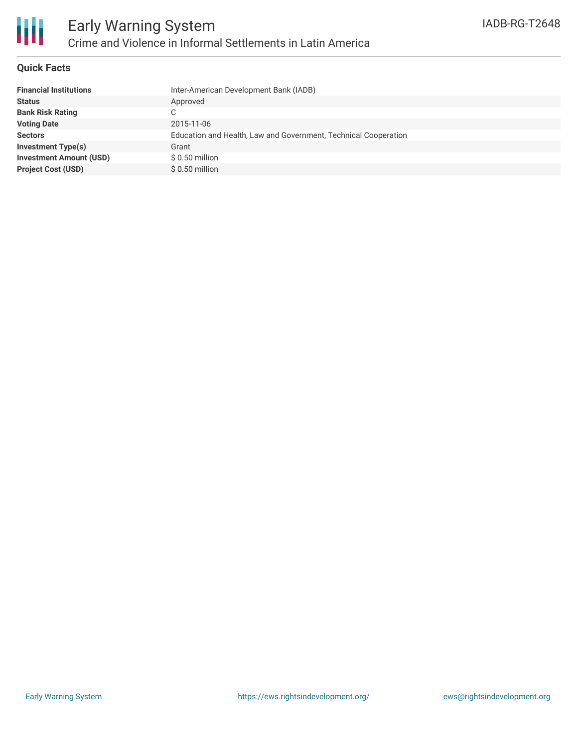# Early Warning System

## Crime and Violence in Informal Settlements in Latin America

IADB-RG-T2648

### Quick Facts

| | |
|---|---|
| **Financial Institutions** | Inter-American Development Bank (IADB) |
| **Status** | Approved |
| **Bank Risk Rating** | C |
| **Voting Date** | 2015-11-06 |
| **Sectors** | Education and Health, Law and Government, Technical Cooperation |
| **Investment Type(s)** | Grant |
| **Investment Amount (USD)** | $ 0.50 million |
| **Project Cost (USD)** | $ 0.50 million |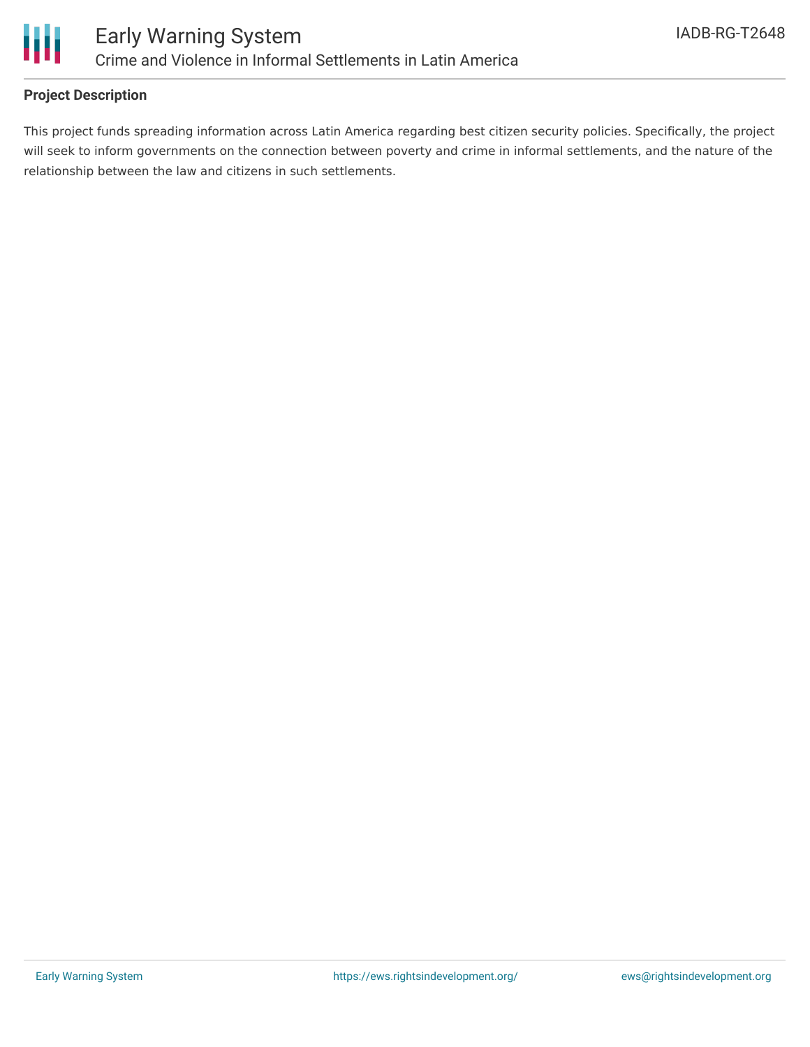**Project Description**

This project funds spreading information across Latin America regarding best citizen security policies. Specifically, the project will seek to inform governments on the connection between poverty and crime in informal settlements, and the nature of the relationship between the law and citizens in such settlements.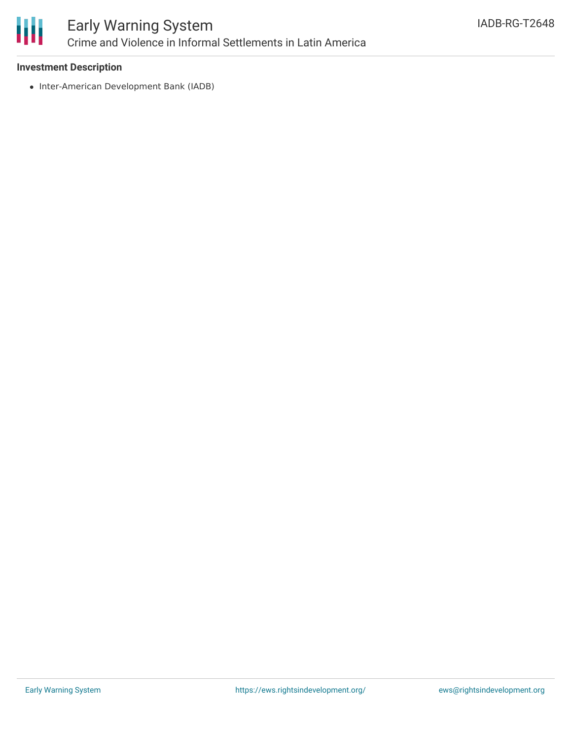### Investment Description

- Inter-American Development Bank (IADB)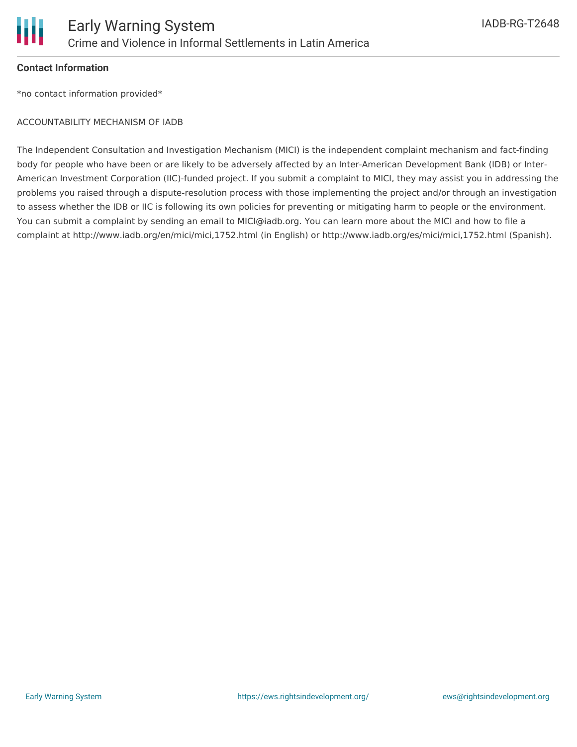**Contact Information**

*no contact information provided*

ACCOUNTABILITY MECHANISM OF IADB

The Independent Consultation and Investigation Mechanism (MICI) is the independent complaint mechanism and fact-finding body for people who have been or are likely to be adversely affected by an Inter-American Development Bank (IDB) or Inter-American Investment Corporation (IIC)-funded project. If you submit a complaint to MICI, they may assist you in addressing the problems you raised through a dispute-resolution process with those implementing the project and/or through an investigation to assess whether the IDB or IIC is following its own policies for preventing or mitigating harm to people or the environment. You can submit a complaint by sending an email to MICI@iadb.org. You can learn more about the MICI and how to file a complaint at http://www.iadb.org/en/mici/mici,1752.html (in English) or http://www.iadb.org/es/mici/mici,1752.html (Spanish).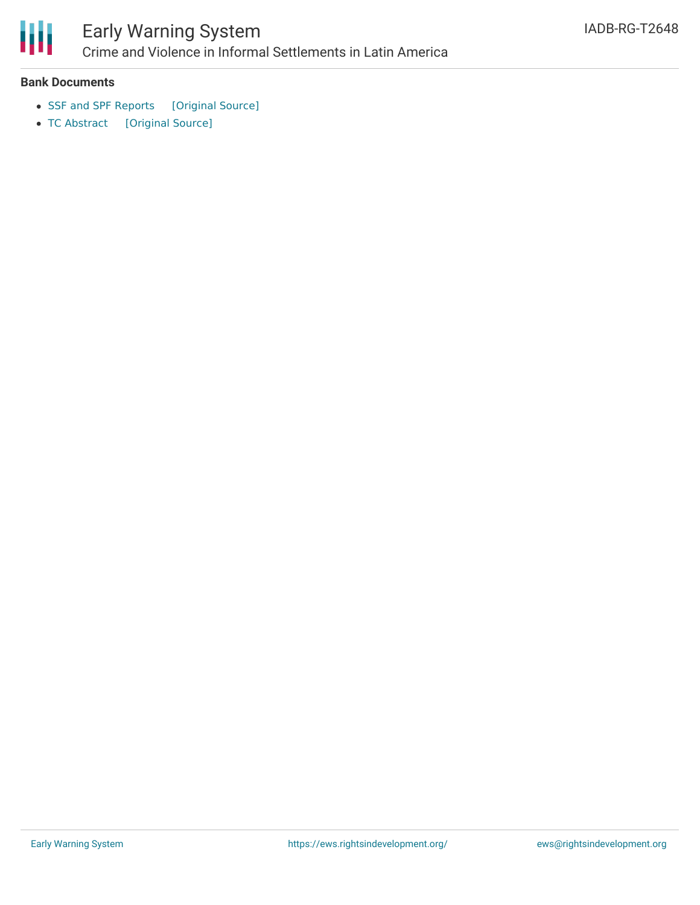**Bank Documents**

- SSF and SPF Reports [Original Source]
- TC Abstract [Original Source]